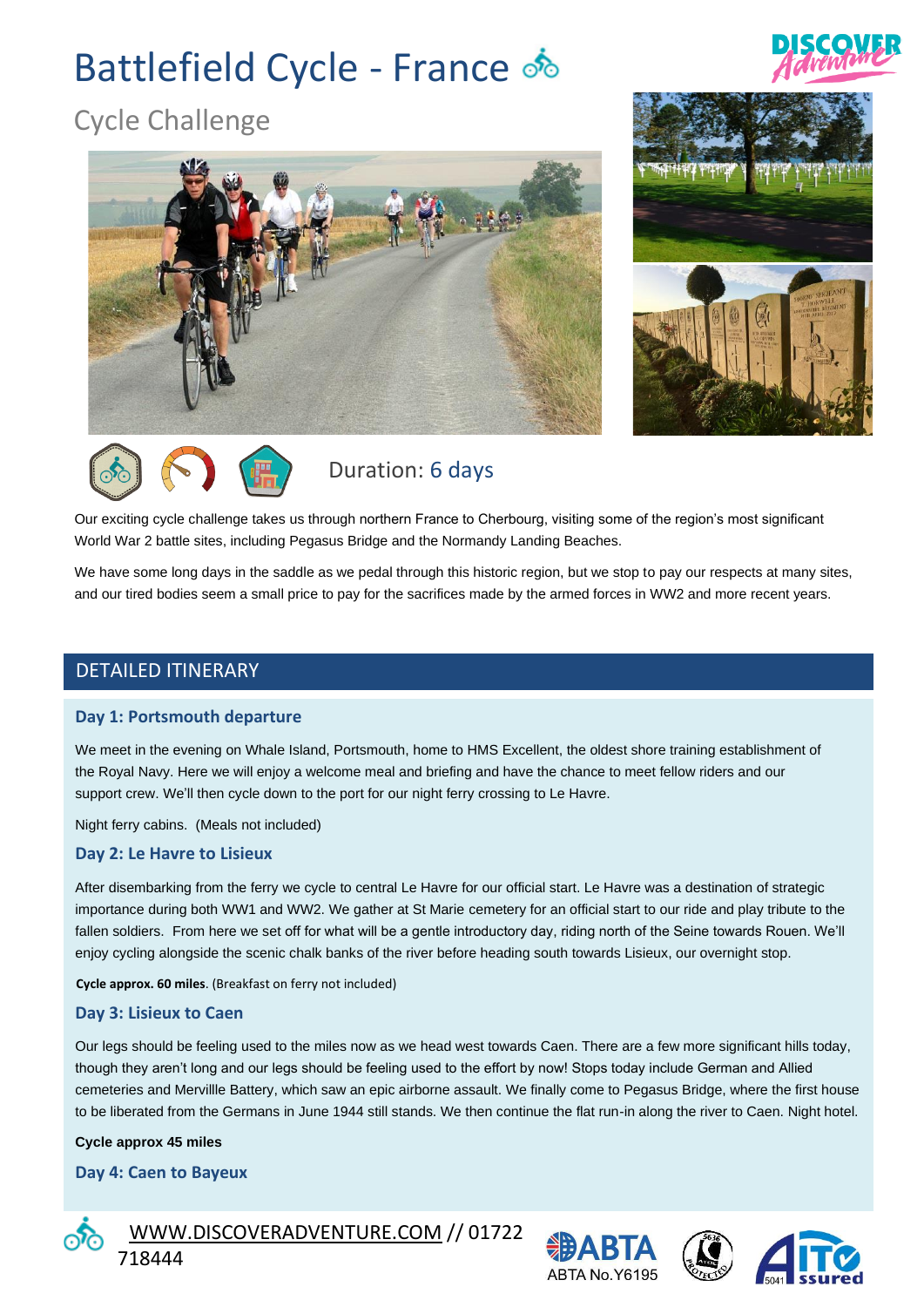# Battlefield Cycle - France

## Cycle Challenge

Duration: 6 days

Our exciting cycle challenge takes us through northern France to Cherbourg, visiting some of the region's most significant World War 2 battle sites, including Pegasus Bridge and the Normandy Landing Beaches.

We have some long days in the saddle as we pedal through this historic region, but we stop to pay our respects at many sites, and our tired bodies seem a small price to pay for the sacrifices made by the armed forces in WW2 and more recent years.

## DETAILED ITINERARY

### Day 1: Portsmouth departure

We meet in the evening on Whale Island, Portsmouth, home to HMS Excellent, the oldest shore training establishment of the Royal Navy. Here we will enjoy a welcome meal and briefing and have the chance to meet fellow riders and our support crew. We'll then cycle down to the port for our night ferry crossing to Le Havre.

Night ferry cabins. (Meals not included)

### Day 2: Le Havre to Lisieux

After disembarking from the ferry we cycle to central Le Havre for our official start. Le Havre was a destination of strategic importance during both WW1 and WW2. We gather at St Marie cemetery for an official start to our ride and play tribute to the fallen soldiers. From here we set off for what will be a gentle introductory day, riding north of the Seine towards Rouen. We'll enjoy cycling alongside the scenic chalk banks of the river before heading south towards Lisieux, our overnight stop.

**Cycle approx. 60 miles**. (Breakfast on ferry not included)

### Day 3: Lisieux to Caen

Our legs should be feeling used to the miles now as we head west towards Caen. There are a few more significant hills today, though they aren't long and our legs should be feeling used to the effort by now! Stops today include German and Allied cemeteries and Mervillle Battery, which saw an epic airborne assault. We finally come to Pegasus Bridge, where the first house to be liberated from the Germans in June 1944 still stands. We then continue the flat run-in along the river to Caen. Night hotel.

**Cycle approx 45 miles**

### Day 4: Caen to Bayeux

WWW.DISCOVERADVENTURE.COM // 01722 718444

ABTA No.Y6195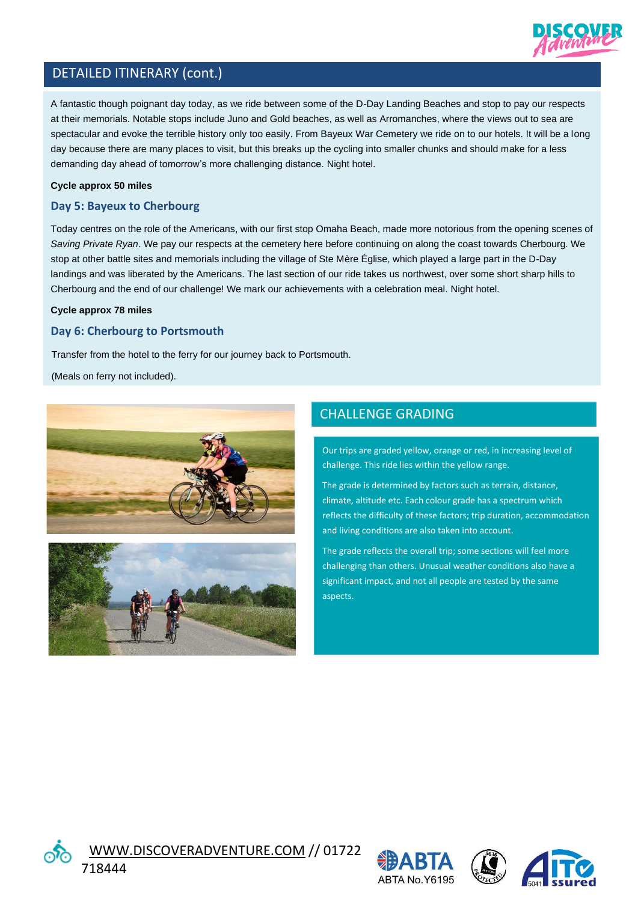## DETAILED ITINERARY (cont.)

A fantastic though poignant day today, as we ride between some of the D-Day Landing Beaches and stop to pay our respects at their memorials. Notable stops include Juno and Gold beaches, as well as Arromanches, where the views out to sea are spectacular and evoke the terrible history only too easily. From Bayeux War Cemetery we ride on to our hotels. It will be a long day because there are many places to visit, but this breaks up the cycling into smaller chunks and should make for a less demanding day ahead of tomorrow's more challenging distance. Night hotel.

**Cycle approx 50 miles**

### Day 5: Bayeux to Cherbourg

Today centres on the role of the Americans, with our first stop Omaha Beach, made more notorious from the opening scenes of *Saving Private Ryan*. We pay our respects at the cemetery here before continuing on along the coast towards Cherbourg. We stop at other battle sites and memorials including the village of Ste Mère Église, which played a large part in the D-Day landings and was liberated by the Americans. The last section of our ride takes us northwest, over some short sharp hills to Cherbourg and the end of our challenge! We mark our achievements with a celebration meal. Night hotel.

**Cycle approx 78 miles**

### Day 6: Cherbourg to Portsmouth

Transfer from the hotel to the ferry for our journey back to Portsmouth.

(Meals on ferry not included).

## CHALLENGE GRADING

Our trips are graded yellow, orange or red, in increasing level of challenge. This ride lies within the yellow range.

The grade is determined by factors such as terrain, distance, climate, altitude etc. Each colour grade has a spectrum which reflects the difficulty of these factors; trip duration, accommodation and living conditions are also taken into account.

The grade reflects the overall trip; some sections will feel more challenging than others. Unusual weather conditions also have a significant impact, and not all people are tested by the same aspects.

WWW.DISCOVERADVENTURE.COM // 01722 718444

ABTA No.Y6195